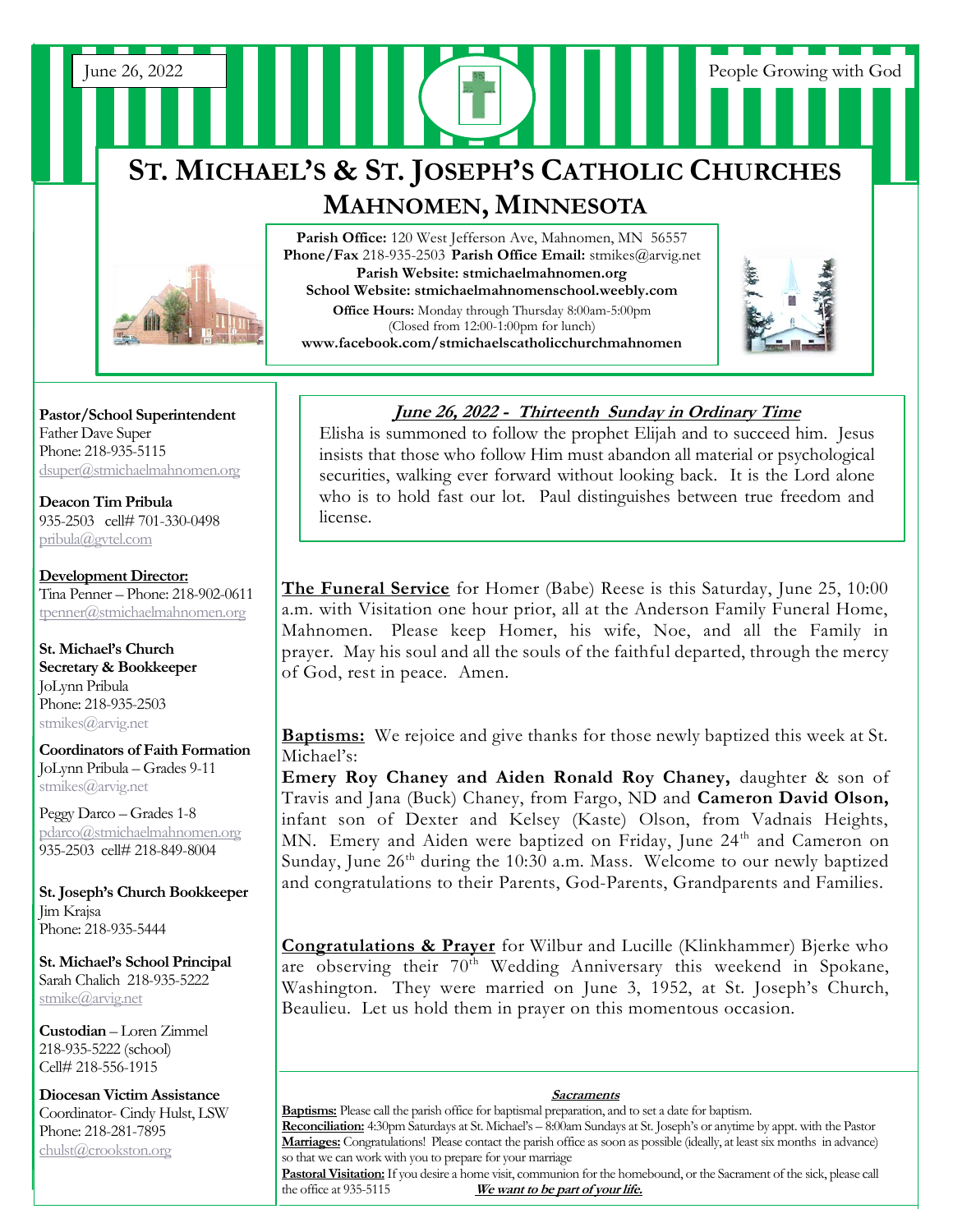June 26, 2022

People Growing with God

# ST. MICHAEL'S & ST. JOSEPH'S CATHOLIC CHURCHES

## MAHNOMEN, MINNESOTA

**Parish Office:** 120 West Jefferson Ave, Mahnomen, MN 56557
**Phone/Fax** 218-935-2503 **Parish Office Email:** stmikes@arvig.net
**Parish Website: stmichaelmahnomen.org**
**School Website: stmichaelmahnomenschool.weebly.com**
**Office Hours:** Monday through Thursday 8:00am-5:00pm
(Closed from 12:00-1:00pm for lunch)
**www.facebook.com/stmichaelscatholicchurchmahnomen**

**Pastor/School Superintendent**
Father Dave Super
Phone: 218-935-5115
dsuper@stmichaelmahnomen.org

**Deacon Tim Pribula**
935-2503 cell# 701-330-0498
pribula@gvtel.com

**Development Director:**
Tina Penner – Phone: 218-902-0611
tpenner@stmichaelmahnomen.org

**St. Michael's Church Secretary & Bookkeeper**
JoLynn Pribula
Phone: 218-935-2503
stmikes@arvig.net

**Coordinators of Faith Formation**
JoLynn Pribula – Grades 9-11
stmikes@arvig.net

Peggy Darco – Grades 1-8
pdarco@stmichaelmahnomen.org
935-2503 cell# 218-849-8004

**St. Joseph's Church Bookkeeper**
Jim Krajsa
Phone: 218-935-5444

**St. Michael's School Principal**
Sarah Chalich 218-935-5222
stmike@arvig.net

**Custodian** – Loren Zimmel
218-935-5222 (school)
Cell# 218-556-1915

**Diocesan Victim Assistance**
Coordinator- Cindy Hulst, LSW
Phone: 218-281-7895
chulst@crookston.org

***June 26, 2022 - Thirteenth Sunday in Ordinary Time***

Elisha is summoned to follow the prophet Elijah and to succeed him. Jesus insists that those who follow Him must abandon all material or psychological securities, walking ever forward without looking back. It is the Lord alone who is to hold fast our lot. Paul distinguishes between true freedom and license.

**The Funeral Service** for Homer (Babe) Reese is this Saturday, June 25, 10:00 a.m. with Visitation one hour prior, all at the Anderson Family Funeral Home, Mahnomen. Please keep Homer, his wife, Noe, and all the Family in prayer. May his soul and all the souls of the faithful departed, through the mercy of God, rest in peace. Amen.

**Baptisms:** We rejoice and give thanks for those newly baptized this week at St. Michael's:
**Emery Roy Chaney and Aiden Ronald Roy Chaney,** daughter & son of Travis and Jana (Buck) Chaney, from Fargo, ND and **Cameron David Olson,** infant son of Dexter and Kelsey (Kaste) Olson, from Vadnais Heights, MN. Emery and Aiden were baptized on Friday, June 24th and Cameron on Sunday, June 26th during the 10:30 a.m. Mass. Welcome to our newly baptized and congratulations to their Parents, God-Parents, Grandparents and Families.

**Congratulations & Prayer** for Wilbur and Lucille (Klinkhammer) Bjerke who are observing their 70th Wedding Anniversary this weekend in Spokane, Washington. They were married on June 3, 1952, at St. Joseph's Church, Beaulieu. Let us hold them in prayer on this momentous occasion.

***Sacraments***

**Baptisms:** Please call the parish office for baptismal preparation, and to set a date for baptism.
**Reconciliation:** 4:30pm Saturdays at St. Michael's – 8:00am Sundays at St. Joseph's or anytime by appt. with the Pastor
**Marriages:** Congratulations! Please contact the parish office as soon as possible (ideally, at least six months in advance) so that we can work with you to prepare for your marriage
**Pastoral Visitation:** If you desire a home visit, communion for the homebound, or the Sacrament of the sick, please call the office at 935-5115 ***We want to be part of your life.***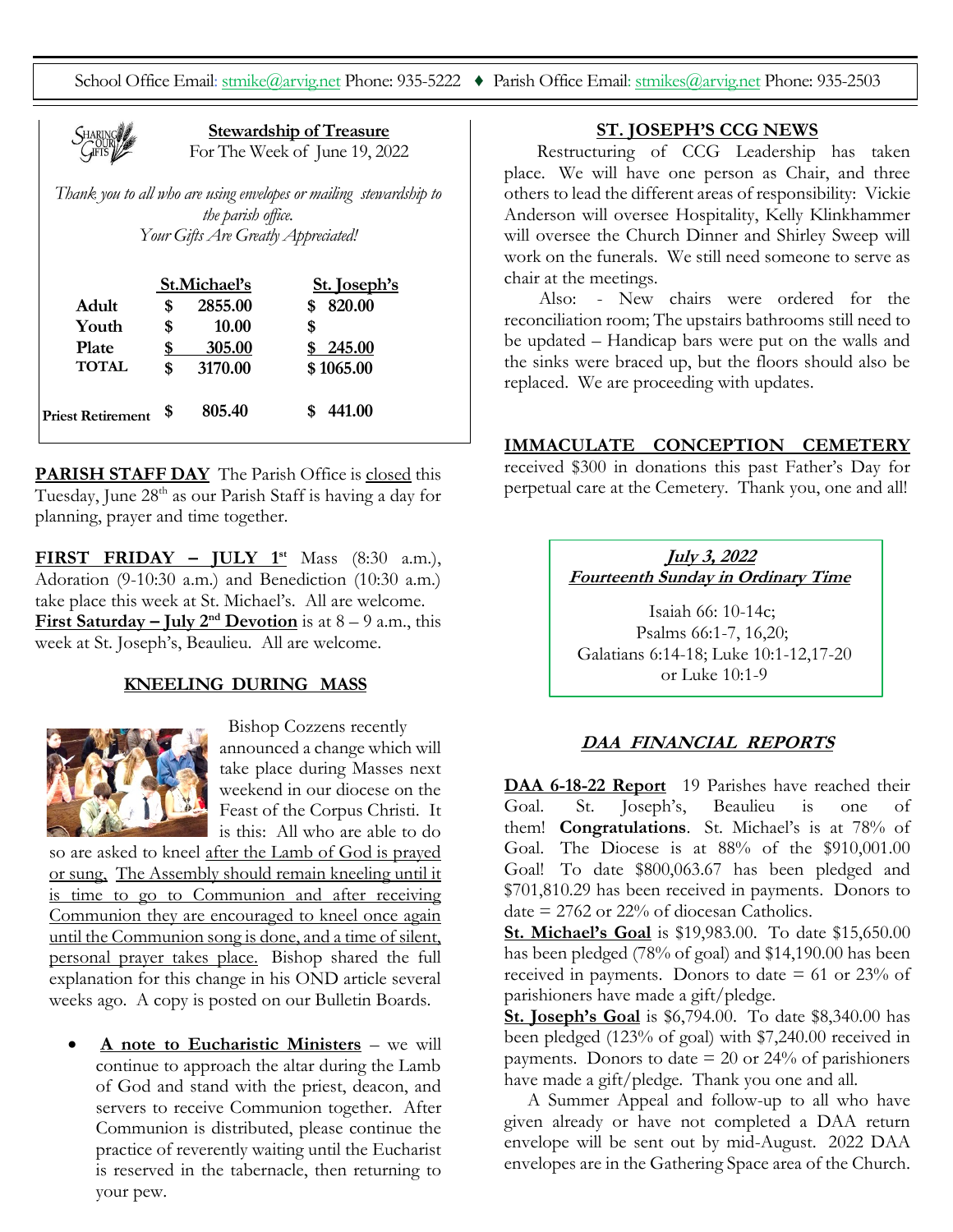School Office Email: stmike@arvig.net Phone: 935-5222 ♦ Parish Office Email: stmikes@arvig.net Phone: 935-2503

## Stewardship of Treasure

For The Week of June 19, 2022

*Thank you to all who are using envelopes or mailing stewardship to the parish office.*
*Your Gifts Are Greatly Appreciated!*

| | St.Michael's | St. Joseph's |
|---|---|---|
| **Adult** | $ 2855.00 | $ 820.00 |
| **Youth** | $ 10.00 | $ |
| **Plate** | $ 305.00 | $ 245.00 |
| **TOTAL** | $ 3170.00 | $ 1065.00 |
| **Priest Retirement** | $ 805.40 | $ 441.00 |

**PARISH STAFF DAY** The Parish Office is closed this Tuesday, June 28th as our Parish Staff is having a day for planning, prayer and time together.

**FIRST FRIDAY – JULY 1st** Mass (8:30 a.m.), Adoration (9-10:30 a.m.) and Benediction (10:30 a.m.) take place this week at St. Michael's. All are welcome.
**First Saturday – July 2nd Devotion** is at 8 – 9 a.m., this week at St. Joseph's, Beaulieu. All are welcome.

## KNEELING DURING MASS

Bishop Cozzens recently announced a change which will take place during Masses next weekend in our diocese on the Feast of the Corpus Christi. It is this: All who are able to do so are asked to kneel after the Lamb of God is prayed or sung. The Assembly should remain kneeling until it is time to go to Communion and after receiving Communion they are encouraged to kneel once again until the Communion song is done, and a time of silent, personal prayer takes place. Bishop shared the full explanation for this change in his OND article several weeks ago. A copy is posted on our Bulletin Boards.

- **A note to Eucharistic Ministers** – we will continue to approach the altar during the Lamb of God and stand with the priest, deacon, and servers to receive Communion together. After Communion is distributed, please continue the practice of reverently waiting until the Eucharist is reserved in the tabernacle, then returning to your pew.

## ST. JOSEPH'S CCG NEWS

Restructuring of CCG Leadership has taken place. We will have one person as Chair, and three others to lead the different areas of responsibility: Vickie Anderson will oversee Hospitality, Kelly Klinkhammer will oversee the Church Dinner and Shirley Sweep will work on the funerals. We still need someone to serve as chair at the meetings.

Also: - New chairs were ordered for the reconciliation room; The upstairs bathrooms still need to be updated – Handicap bars were put on the walls and the sinks were braced up, but the floors should also be replaced. We are proceeding with updates.

**IMMACULATE CONCEPTION CEMETERY** received $300 in donations this past Father's Day for perpetual care at the Cemetery. Thank you, one and all!

***July 3, 2022***
***Fourteenth Sunday in Ordinary Time***

Isaiah 66: 10-14c;
Psalms 66:1-7, 16,20;
Galatians 6:14-18; Luke 10:1-12,17-20
or Luke 10:1-9

## *DAA FINANCIAL REPORTS*

**DAA 6-18-22 Report** 19 Parishes have reached their Goal. St. Joseph's, Beaulieu is one of them! **Congratulations**. St. Michael's is at 78% of Goal. The Diocese is at 88% of the $910,001.00 Goal! To date $800,063.67 has been pledged and $701,810.29 has been received in payments. Donors to date = 2762 or 22% of diocesan Catholics.

**St. Michael's Goal** is $19,983.00. To date $15,650.00 has been pledged (78% of goal) and $14,190.00 has been received in payments. Donors to date = 61 or 23% of parishioners have made a gift/pledge.

**St. Joseph's Goal** is $6,794.00. To date $8,340.00 has been pledged (123% of goal) with $7,240.00 received in payments. Donors to date = 20 or 24% of parishioners have made a gift/pledge. Thank you one and all.

A Summer Appeal and follow-up to all who have given already or have not completed a DAA return envelope will be sent out by mid-August. 2022 DAA envelopes are in the Gathering Space area of the Church.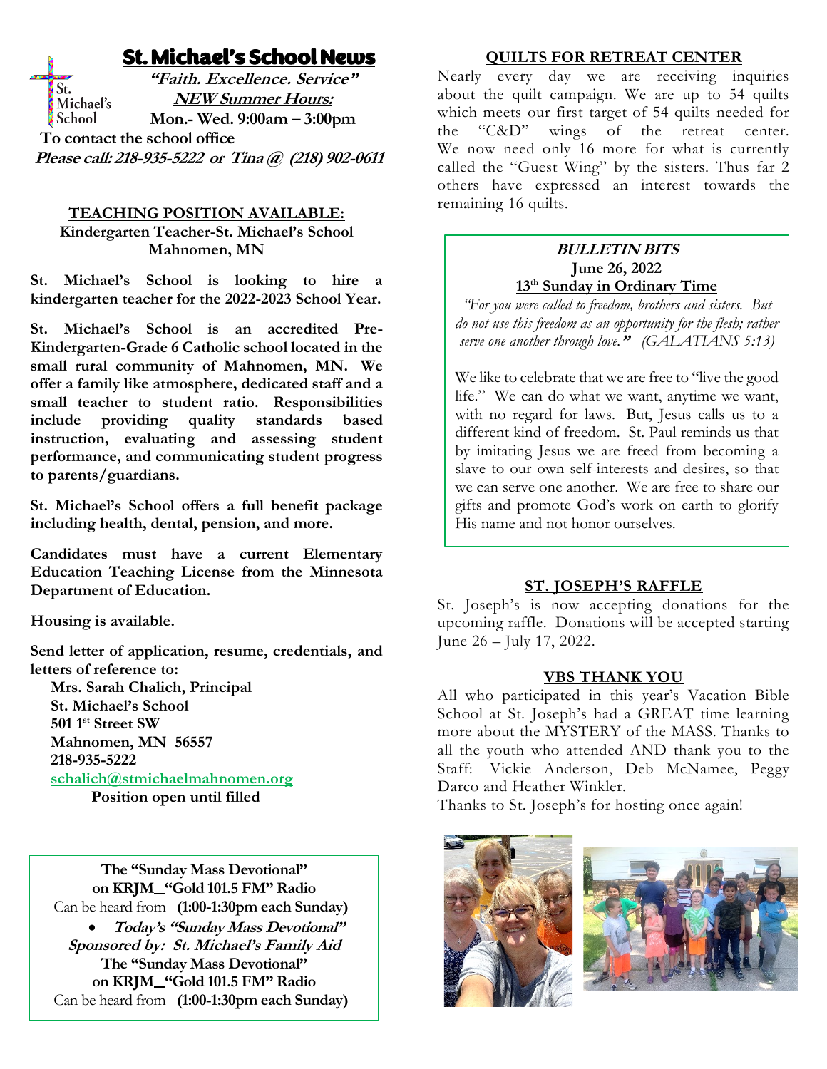# St. Michael's School News

St. Michael's School

***"Faith. Excellence. Service"***

***NEW Summer Hours:***

**Mon.- Wed. 9:00am – 3:00pm**

**To contact the school office**

***Please call: 218-935-5222 or Tina @ (218) 902-0611***

## TEACHING POSITION AVAILABLE:

**Kindergarten Teacher-St. Michael's School Mahnomen, MN**

**St. Michael's School is looking to hire a kindergarten teacher for the 2022-2023 School Year.**

**St. Michael's School is an accredited Pre-Kindergarten-Grade 6 Catholic school located in the small rural community of Mahnomen, MN. We offer a family like atmosphere, dedicated staff and a small teacher to student ratio. Responsibilities include providing quality standards based instruction, evaluating and assessing student performance, and communicating student progress to parents/guardians.**

**St. Michael's School offers a full benefit package including health, dental, pension, and more.**

**Candidates must have a current Elementary Education Teaching License from the Minnesota Department of Education.**

**Housing is available.**

**Send letter of application, resume, credentials, and letters of reference to:**

**Mrs. Sarah Chalich, Principal**
**St. Michael's School**
**501 1st Street SW**
**Mahnomen, MN 56557**
**218-935-5222**
**schalich@stmichaelmahnomen.org**

**Position open until filled**

---

**The "Sunday Mass Devotional" on KRJM\_"Gold 101.5 FM" Radio**
Can be heard from **(1:00-1:30pm each Sunday)**

- ***Today's "Sunday Mass Devotional"***

***Sponsored by: St. Michael's Family Aid***

**The "Sunday Mass Devotional" on KRJM\_"Gold 101.5 FM" Radio**
Can be heard from **(1:00-1:30pm each Sunday)**

---

## QUILTS FOR RETREAT CENTER

Nearly every day we are receiving inquiries about the quilt campaign. We are up to 54 quilts which meets our first target of 54 quilts needed for the "C&D" wings of the retreat center. We now need only 16 more for what is currently called the "Guest Wing" by the sisters. Thus far 2 others have expressed an interest towards the remaining 16 quilts.

---

## BULLETIN BITS

**June 26, 2022**

**13th Sunday in Ordinary Time**

*"For you were called to freedom, brothers and sisters. But do not use this freedom as an opportunity for the flesh; rather serve one another through love."* *(GALATIANS 5:13)*

We like to celebrate that we are free to "live the good life." We can do what we want, anytime we want, with no regard for laws. But, Jesus calls us to a different kind of freedom. St. Paul reminds us that by imitating Jesus we are freed from becoming a slave to our own self-interests and desires, so that we can serve one another. We are free to share our gifts and promote God's work on earth to glorify His name and not honor ourselves.

---

## ST. JOSEPH'S RAFFLE

St. Joseph's is now accepting donations for the upcoming raffle. Donations will be accepted starting June 26 – July 17, 2022.

## VBS THANK YOU

All who participated in this year's Vacation Bible School at St. Joseph's had a GREAT time learning more about the MYSTERY of the MASS. Thanks to all the youth who attended AND thank you to the Staff: Vickie Anderson, Deb McNamee, Peggy Darco and Heather Winkler.

Thanks to St. Joseph's for hosting once again!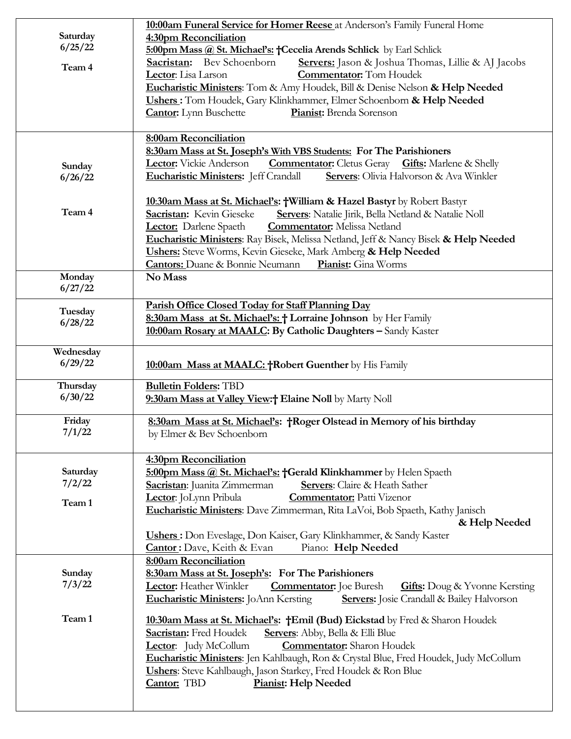| | |
|---|---|
| **Saturday 6/25/22**<br><br>**Team 4** | **10:00am Funeral Service for Homer Reese** at Anderson's Family Funeral Home<br>**4:30pm Reconciliation**<br>**5:00pm Mass @ St. Michael's: †Cecelia Arends Schlick** by Earl Schlick<br>**Sacristan:** Bev Schoenborn **Servers:** Jason & Joshua Thomas, Lillie & AJ Jacobs<br>**Lector**: Lisa Larson **Commentator:** Tom Houdek<br>**Eucharistic Ministers**: Tom & Amy Houdek, Bill & Denise Nelson **& Help Needed**<br>**Ushers :** Tom Houdek, Gary Klinkhammer, Elmer Schoenborn **& Help Needed**<br>**Cantor:** Lynn Buschette **Pianist:** Brenda Sorenson |
| **Sunday 6/26/22**<br><br>**Team 4** | **8:00am Reconciliation**<br>**8:30am Mass at St. Joseph's With VBS Students: For The Parishioners**<br>**Lector:** Vickie Anderson **Commentator:** Cletus Geray **Gifts:** Marlene & Shelly<br>**Eucharistic Ministers:** Jeff Crandall **Servers**: Olivia Halvorson & Ava Winkler<br><br>**10:30am Mass at St. Michael's: †William & Hazel Bastyr** by Robert Bastyr<br>**Sacristan:** Kevin Gieseke **Servers**: Natalie Jirik, Bella Netland & Natalie Noll<br>**Lector:** Darlene Spaeth **Commentator:** Melissa Netland<br>**Eucharistic Ministers**: Ray Bisek, Melissa Netland, Jeff & Nancy Bisek **& Help Needed**<br>**Ushers:** Steve Worms, Kevin Gieseke, Mark Amberg **& Help Needed**<br>**Cantors:** Duane & Bonnie Neumann **Pianist:** Gina Worms |
| **Monday 6/27/22** | **No Mass** |
| **Tuesday 6/28/22** | **Parish Office Closed Today for Staff Planning Day**<br>**8:30am Mass at St. Michael's: † Lorraine Johnson** by Her Family<br>**10:00am Rosary at MAALC: By Catholic Daughters –** Sandy Kaster |
| **Wednesday 6/29/22** | **10:00am Mass at MAALC: †Robert Guenther** by His Family |
| **Thursday 6/30/22** | **Bulletin Folders:** TBD<br>**9:30am Mass at Valley View:† Elaine Noll** by Marty Noll |
| **Friday 7/1/22** | **8:30am Mass at St. Michael's: †Roger Olstead in Memory of his birthday** by Elmer & Bev Schoenborn |
| **Saturday 7/2/22**<br><br>**Team 1** | **4:30pm Reconciliation**<br>**5:00pm Mass @ St. Michael's: †Gerald Klinkhammer** by Helen Spaeth<br>**Sacristan**: Juanita Zimmerman **Servers**: Claire & Heath Sather<br>**Lector**: JoLynn Pribula **Commentator:** Patti Vizenor<br>**Eucharistic Ministers**: Dave Zimmerman, Rita LaVoi, Bob Spaeth, Kathy Janisch **& Help Needed**<br>**Ushers :** Don Eveslage, Don Kaiser, Gary Klinkhammer, & Sandy Kaster<br>**Cantor :** Dave, Keith & Evan Piano: **Help Needed** |
| **Sunday 7/3/22**<br><br>**Team 1** | **8:00am Reconciliation**<br>**8:30am Mass at St. Joseph's: For The Parishioners**<br>**Lector:** Heather Winkler **Commentator:** Joe Buresh **Gifts:** Doug & Yvonne Kersting<br>**Eucharistic Ministers:** JoAnn Kersting **Servers:** Josie Crandall & Bailey Halvorson<br><br>**10:30am Mass at St. Michael's: †Emil (Bud) Eickstad** by Fred & Sharon Houdek<br>**Sacristan:** Fred Houdek **Servers**: Abby, Bella & Elli Blue<br>**Lector**: Judy McCollum **Commentator:** Sharon Houdek<br>**Eucharistic Ministers**: Jen Kahlbaugh, Ron & Crystal Blue, Fred Houdek, Judy McCollum<br>**Ushers**: Steve Kahlbaugh, Jason Starkey, Fred Houdek & Ron Blue<br>**Cantor:** TBD **Pianist: Help Needed** |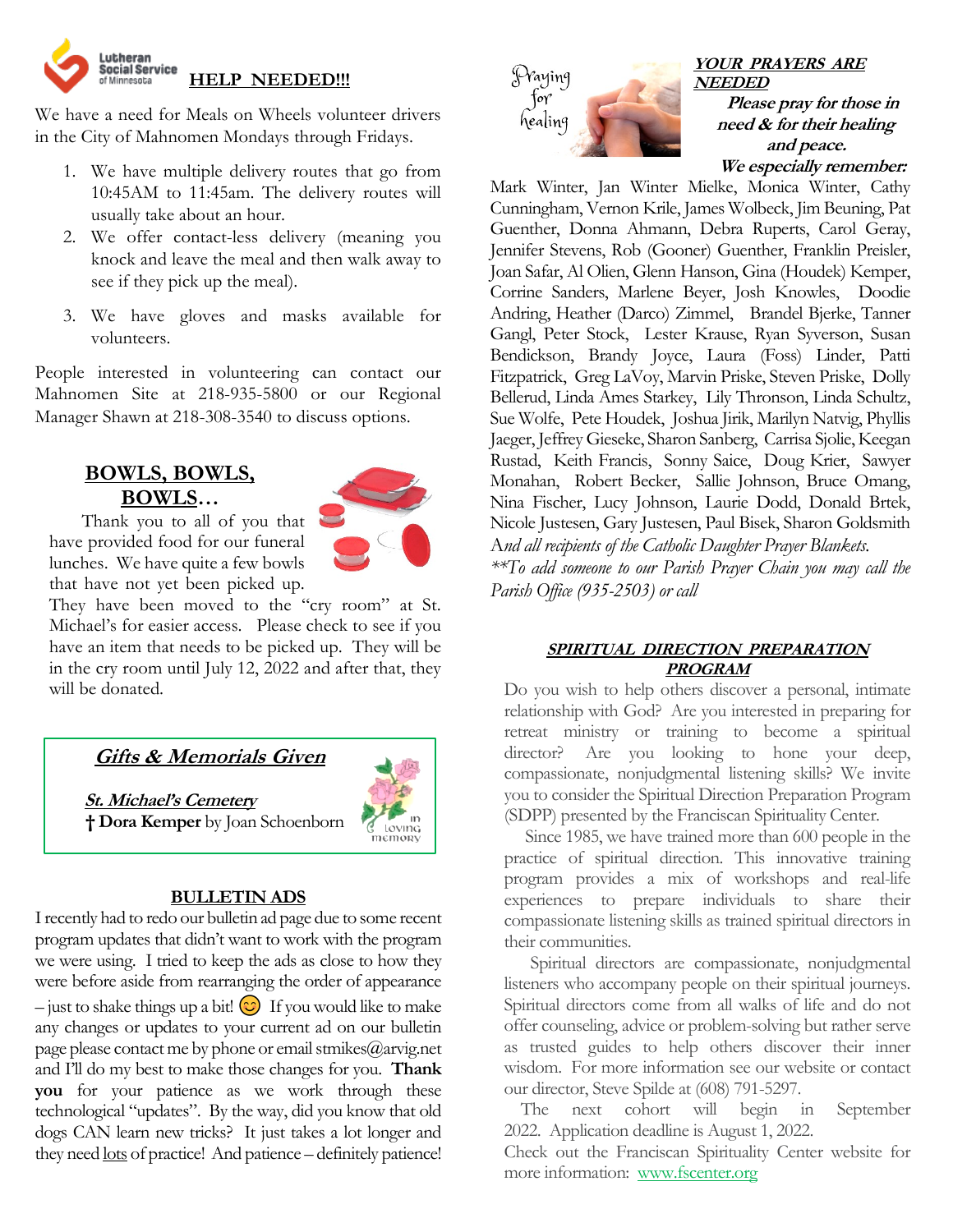## HELP NEEDED!!!

We have a need for Meals on Wheels volunteer drivers in the City of Mahnomen Mondays through Fridays.

1. We have multiple delivery routes that go from 10:45AM to 11:45am. The delivery routes will usually take about an hour.
2. We offer contact-less delivery (meaning you knock and leave the meal and then walk away to see if they pick up the meal).
3. We have gloves and masks available for volunteers.

People interested in volunteering can contact our Mahnomen Site at 218-935-5800 or our Regional Manager Shawn at 218-308-3540 to discuss options.

## BOWLS, BOWLS, BOWLS…

Thank you to all of you that have provided food for our funeral lunches. We have quite a few bowls that have not yet been picked up. They have been moved to the "cry room" at St. Michael's for easier access. Please check to see if you have an item that needs to be picked up. They will be in the cry room until July 12, 2022 and after that, they will be donated.

## *Gifts & Memorials Given*

***St. Michael's Cemetery***

† **Dora Kemper** by Joan Schoenborn

In Loving Memory

## BULLETIN ADS

I recently had to redo our bulletin ad page due to some recent program updates that didn't want to work with the program we were using. I tried to keep the ads as close to how they were before aside from rearranging the order of appearance – just to shake things up a bit! 😊 If you would like to make any changes or updates to your current ad on our bulletin page please contact me by phone or email stmikes@arvig.net and I'll do my best to make those changes for you. **Thank you** for your patience as we work through these technological "updates". By the way, did you know that old dogs CAN learn new tricks? It just takes a lot longer and they need lots of practice! And patience – definitely patience!

Praying for healing

## *YOUR PRAYERS ARE NEEDED*

***Please pray for those in need & for their healing and peace.***

***We especially remember:***

Mark Winter, Jan Winter Mielke, Monica Winter, Cathy Cunningham, Vernon Krile, James Wolbeck, Jim Beuning, Pat Guenther, Donna Ahmann, Debra Ruperts, Carol Geray, Jennifer Stevens, Rob (Gooner) Guenther, Franklin Preisler, Joan Safar, Al Olien, Glenn Hanson, Gina (Houdek) Kemper, Corrine Sanders, Marlene Beyer, Josh Knowles, Doodie Andring, Heather (Darco) Zimmel, Brandel Bjerke, Tanner Gangl, Peter Stock, Lester Krause, Ryan Syverson, Susan Bendickson, Brandy Joyce, Laura (Foss) Linder, Patti Fitzpatrick, Greg LaVoy, Marvin Priske, Steven Priske, Dolly Bellerud, Linda Ames Starkey, Lily Thronson, Linda Schultz, Sue Wolfe, Pete Houdek, Joshua Jirik, Marilyn Natvig, Phyllis Jaeger, Jeffrey Gieseke, Sharon Sanberg, Carrisa Sjolie, Keegan Rustad, Keith Francis, Sonny Saice, Doug Krier, Sawyer Monahan, Robert Becker, Sallie Johnson, Bruce Omang, Nina Fischer, Lucy Johnson, Laurie Dodd, Donald Brtek, Nicole Justesen, Gary Justesen, Paul Bisek, Sharon Goldsmith *And all recipients of the Catholic Daughter Prayer Blankets.*

*\*\*To add someone to our Parish Prayer Chain you may call the Parish Office (935-2503) or call*

## *SPIRITUAL DIRECTION PREPARATION PROGRAM*

Do you wish to help others discover a personal, intimate relationship with God? Are you interested in preparing for retreat ministry or training to become a spiritual director? Are you looking to hone your deep, compassionate, nonjudgmental listening skills? We invite you to consider the Spiritual Direction Preparation Program (SDPP) presented by the Franciscan Spirituality Center.

Since 1985, we have trained more than 600 people in the practice of spiritual direction. This innovative training program provides a mix of workshops and real-life experiences to prepare individuals to share their compassionate listening skills as trained spiritual directors in their communities.

Spiritual directors are compassionate, nonjudgmental listeners who accompany people on their spiritual journeys. Spiritual directors come from all walks of life and do not offer counseling, advice or problem-solving but rather serve as trusted guides to help others discover their inner wisdom. For more information see our website or contact our director, Steve Spilde at (608) 791-5297.

The next cohort will begin in September 2022. Application deadline is August 1, 2022.

Check out the Franciscan Spirituality Center website for more information: www.fscenter.org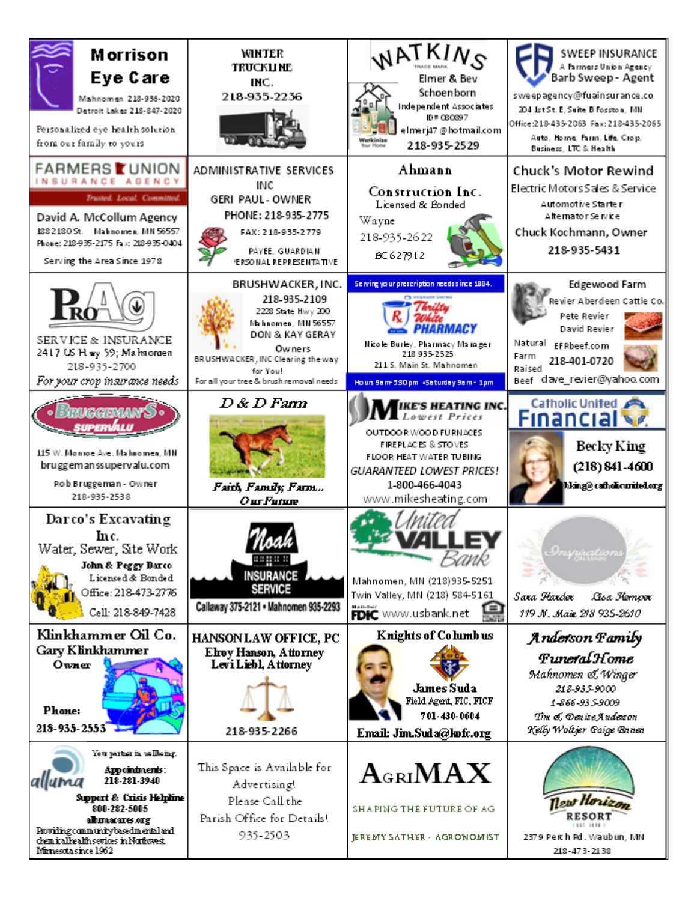Morrison Eye Care
Mahnomen 218-936-2020
Detroit Lakes 218-847-2020
Personalized eye health solution from our family to yours

WINTER TRUCKLINE INC.
218-935-2236

WATKINS
Elmer & Bev Schoenborn
Independent Associates
ID# 080097
elmerj47@hotmail.com
218-935-2529

SWEEP INSURANCE
A Farmers Union Agency
Barb Sweep - Agent
sweepagency@fuainsurance.co
204 1st St. E, Suite B Fosston, MN
Office:218-435-2063 Fax:218-435-2065
Auto, Home, Farm, Life, Crop, Business, LTC & Health

FARMERS UNION INSURANCE AGENCY
Trusted. Local. Committed.
David A. McCollum Agency
1882180 St. Mahnomen, MN 56557
Phone: 218-935-2175 Fax: 218-935-0404
Serving the Area Since 1978

ADMINISTRATIVE SERVICES INC
GERI PAUL - OWNER
PHONE: 218-935-2775
FAX: 218-935-2779
PAYEE, GUARDIAN PERSONAL REPRESENTATIVE

Ahmann Construction Inc.
Licensed & Bonded
Wayne
218-935-2622
BC627912

Chuck's Motor Rewind
Electric Motors Sales & Service
Automotive Starter
Alternator Service
Chuck Kochmann, Owner
218-935-5431

ProAg
SERVICE & INSURANCE
2417 US Hwy 59; Mahnomen
218-935-2700
*For your crop insurance needs*

BRUSHWACKER, INC.
218-935-2109
2228 State Hwy 200
Mahnomen, MN 56557
DON & KAY GERAY
Owners
BRUSHWACKER, INC Clearing the way for You!
For all your tree & brush removal needs

Serving your prescription needs since 1884.
Thrifty White PHARMACY
Nicole Burley, Pharmacy Manager
218 935-2525
211 S. Main St. Mahnomen
Hours 9am-530pm • Saturday 9am - 1pm

Edgewood Farm
Revier Aberdeen Cattle Co.
Pete Revier
David Revier
Natural Farm Raised Beef
EFRbeef.com
218-401-0720
dave_revier@yahoo.com

BRUGGEMAN'S SUPERVALU
115 W. Monroe Ave. Mahnomen, MN
bruggemanssupervalu.com
Rob Bruggeman - Owner
218-935-2538

*D & D Farm*
*Faith, Family, Farm... Our Future*

MIKE'S HEATING INC.
*Lowest Prices*
OUTDOOR WOOD FURNACES
FIREPLACES & STOVES
FLOOR HEAT WATER TUBING
*GUARANTEED LOWEST PRICES!*
1-800-466-4043
www.mikesheating.com

Catholic United Financial
Becky King
(218) 841-4600
bking@catholicunited.org

Darco's Excavating Inc.
Water, Sewer, Site Work
John & Peggy Darco
Licensed & Bonded
Office: 218-473-2776
Cell: 218-849-7428

Noah INSURANCE SERVICE
Callaway 375-2121 • Mahnomen 935-2293

United VALLEY Bank
Mahnomen, MN (218)935-5251
Twin Valley, MN (218) 584-5161
FDIC www.usbank.net

Inspirations ON MAIN
*Sara Harder Lisa Kemper*
*119 N. Main 218 935-2610*

Klinkhammer Oil Co.
Gary Klinkhammer
Owner
Phone:
218-935-2553

HANSON LAW OFFICE, PC
Elroy Hanson, Attorney
Levi Liebl, Attorney
218-935-2266

Knights of Columbus
James Suda
Field Agent, FIC, FICF
701-430-0604
Email: Jim.Suda@kofc.org

*Anderson Family Funeral Home*
*Mahnomen & Winger*
*218-935-9000*
*1-866-935-9009*
*Tim & Denise Anderson*
*Kelly Wolfer Paige Brunn*

alluma
Your partner in wellbeing.
Appointments: 218-281-3940
Support & Crisis Helpline 800-282-5005
allumacares.org
Providing community based mental and chemical health services in Northwest Minnesota since 1962

This Space is Available for Advertising!
Please Call the Parish Office for Details!
935-2503

AGRIMAX
SHAPING THE FUTURE OF AG
JEREMY SATHER · AGRONOMIST

New Horizon RESORT
2379 Perch Rd. Waubun, MN
218-473-2138